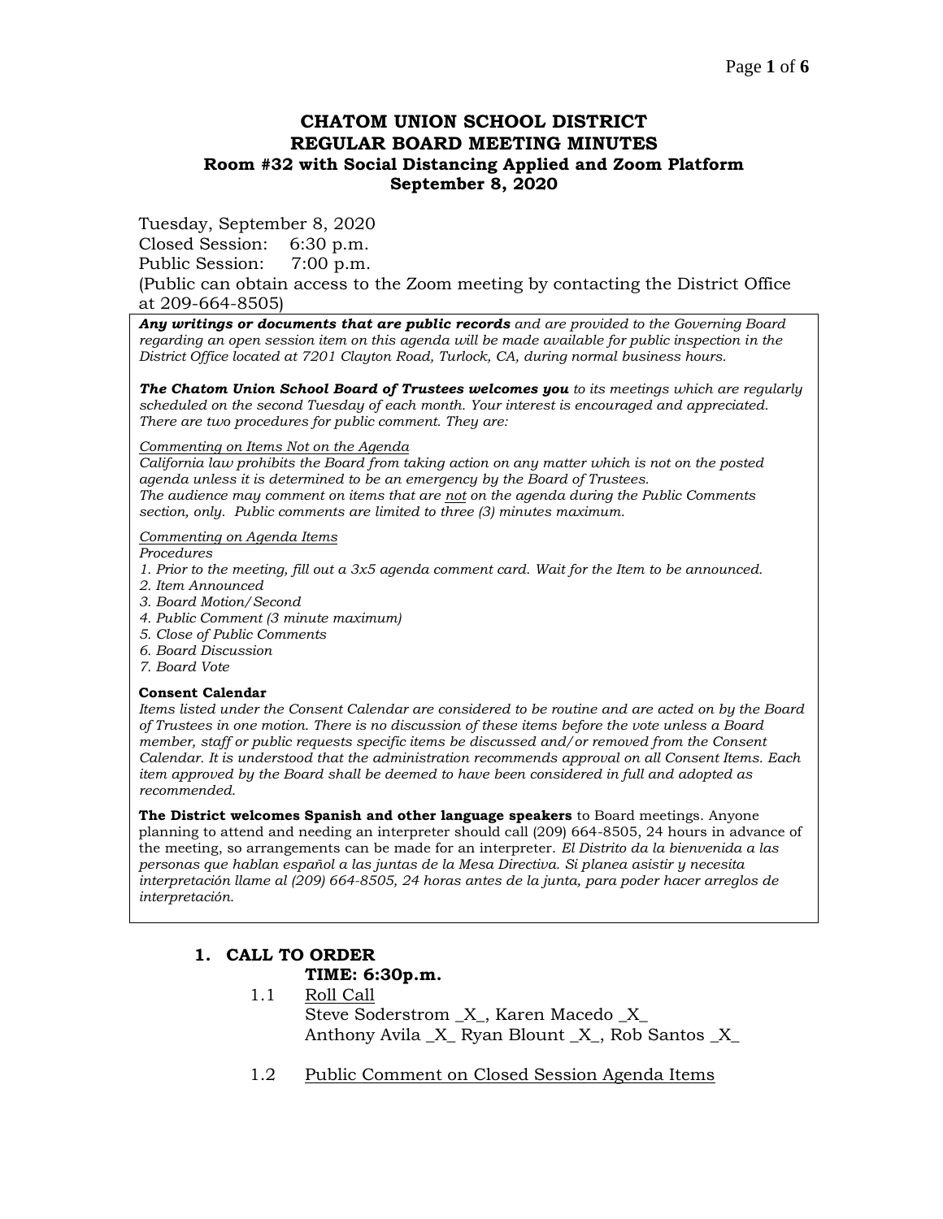# CHATOM UNION SCHOOL DISTRICT
# REGULAR BOARD MEETING MINUTES
### Room #32 with Social Distancing Applied and Zoom Platform
### September 8, 2020

Tuesday, September 8, 2020
Closed Session: 6:30 p.m.
Public Session: 7:00 p.m.
(Public can obtain access to the Zoom meeting by contacting the District Office at 209-664-8505)

***Any writings or documents that are public records*** *and are provided to the Governing Board regarding an open session item on this agenda will be made available for public inspection in the District Office located at 7201 Clayton Road, Turlock, CA, during normal business hours.*

***The Chatom Union School Board of Trustees welcomes you*** *to its meetings which are regularly scheduled on the second Tuesday of each month. Your interest is encouraged and appreciated. There are two procedures for public comment. They are:*

*Commenting on Items Not on the Agenda*
*California law prohibits the Board from taking action on any matter which is not on the posted agenda unless it is determined to be an emergency by the Board of Trustees.*
*The audience may comment on items that are not on the agenda during the Public Comments section, only. Public comments are limited to three (3) minutes maximum.*

*Commenting on Agenda Items*
*Procedures*
*1. Prior to the meeting, fill out a 3x5 agenda comment card. Wait for the Item to be announced.*
*2. Item Announced*
*3. Board Motion/Second*
*4. Public Comment (3 minute maximum)*
*5. Close of Public Comments*
*6. Board Discussion*
*7. Board Vote*

**Consent Calendar**
*Items listed under the Consent Calendar are considered to be routine and are acted on by the Board of Trustees in one motion. There is no discussion of these items before the vote unless a Board member, staff or public requests specific items be discussed and/or removed from the Consent Calendar. It is understood that the administration recommends approval on all Consent Items. Each item approved by the Board shall be deemed to have been considered in full and adopted as recommended.*

**The District welcomes Spanish and other language speakers** to Board meetings. Anyone planning to attend and needing an interpreter should call (209) 664-8505, 24 hours in advance of the meeting, so arrangements can be made for an interpreter. *El Distrito da la bienvenida a las personas que hablan español a las juntas de la Mesa Directiva. Si planea asistir y necesita interpretación llame al (209) 664-8505, 24 horas antes de la junta, para poder hacer arreglos de interpretación.*

## 1. CALL TO ORDER

**TIME: 6:30p.m.**

1.1 Roll Call
Steve Soderstrom _X_, Karen Macedo _X_
Anthony Avila _X_ Ryan Blount _X_, Rob Santos _X_

1.2 Public Comment on Closed Session Agenda Items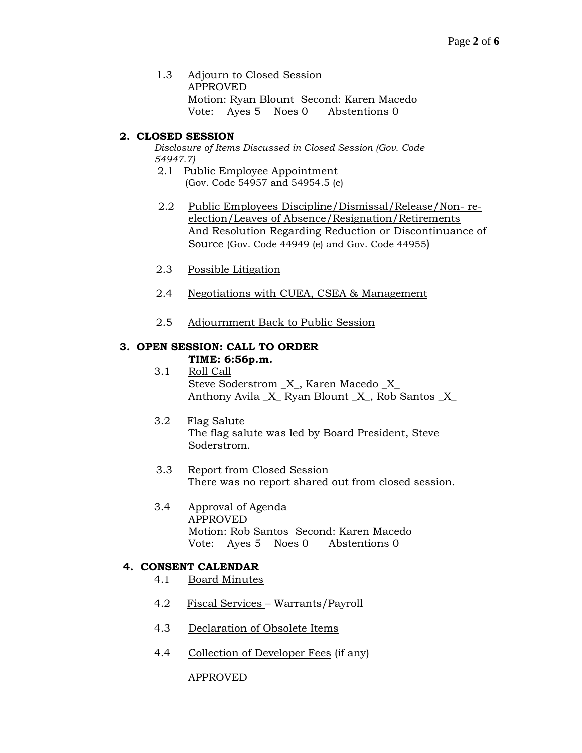1.3 Adjourn to Closed Session
APPROVED
Motion: Ryan Blount  Second: Karen Macedo
Vote: Ayes 5  Noes 0  Abstentions 0

## 2. CLOSED SESSION

*Disclosure of Items Discussed in Closed Session (Gov. Code 54947.7)*

2.1 Public Employee Appointment
(Gov. Code 54957 and 54954.5 (e)

2.2 Public Employees Discipline/Dismissal/Release/Non- re-election/Leaves of Absence/Resignation/Retirements And Resolution Regarding Reduction or Discontinuance of Source (Gov. Code 44949 (e) and Gov. Code 44955)

2.3 Possible Litigation

2.4 Negotiations with CUEA, CSEA & Management

2.5 Adjournment Back to Public Session

## 3. OPEN SESSION: CALL TO ORDER

**TIME: 6:56p.m.**

3.1 Roll Call
Steve Soderstrom _X_, Karen Macedo _X_
Anthony Avila _X_ Ryan Blount _X_, Rob Santos _X_

3.2 Flag Salute
The flag salute was led by Board President, Steve Soderstrom.

3.3 Report from Closed Session
There was no report shared out from closed session.

3.4 Approval of Agenda
APPROVED
Motion: Rob Santos  Second: Karen Macedo
Vote: Ayes 5  Noes 0  Abstentions 0

## 4. CONSENT CALENDAR

4.1 Board Minutes

4.2 Fiscal Services – Warrants/Payroll

4.3 Declaration of Obsolete Items

4.4 Collection of Developer Fees (if any)

APPROVED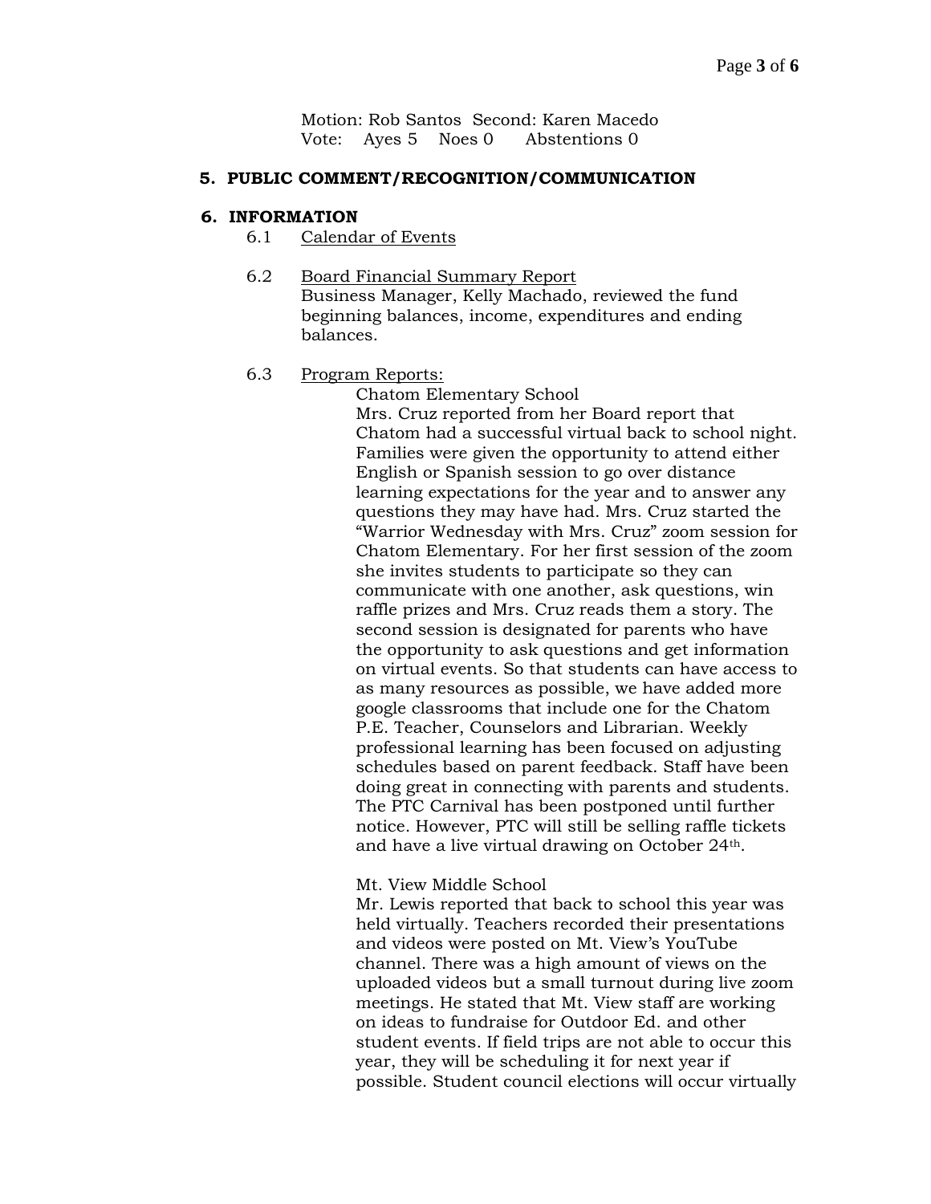Motion: Rob Santos Second: Karen Macedo
Vote: Ayes 5 Noes 0 Abstentions 0

**5. PUBLIC COMMENT/RECOGNITION/COMMUNICATION**

**6. INFORMATION**

6.1 Calendar of Events

6.2 Board Financial Summary Report
Business Manager, Kelly Machado, reviewed the fund beginning balances, income, expenditures and ending balances.

6.3 Program Reports:

Chatom Elementary School
Mrs. Cruz reported from her Board report that Chatom had a successful virtual back to school night. Families were given the opportunity to attend either English or Spanish session to go over distance learning expectations for the year and to answer any questions they may have had. Mrs. Cruz started the "Warrior Wednesday with Mrs. Cruz" zoom session for Chatom Elementary. For her first session of the zoom she invites students to participate so they can communicate with one another, ask questions, win raffle prizes and Mrs. Cruz reads them a story. The second session is designated for parents who have the opportunity to ask questions and get information on virtual events. So that students can have access to as many resources as possible, we have added more google classrooms that include one for the Chatom P.E. Teacher, Counselors and Librarian. Weekly professional learning has been focused on adjusting schedules based on parent feedback. Staff have been doing great in connecting with parents and students. The PTC Carnival has been postponed until further notice. However, PTC will still be selling raffle tickets and have a live virtual drawing on October 24th.

Mt. View Middle School
Mr. Lewis reported that back to school this year was held virtually. Teachers recorded their presentations and videos were posted on Mt. View's YouTube channel. There was a high amount of views on the uploaded videos but a small turnout during live zoom meetings. He stated that Mt. View staff are working on ideas to fundraise for Outdoor Ed. and other student events. If field trips are not able to occur this year, they will be scheduling it for next year if possible. Student council elections will occur virtually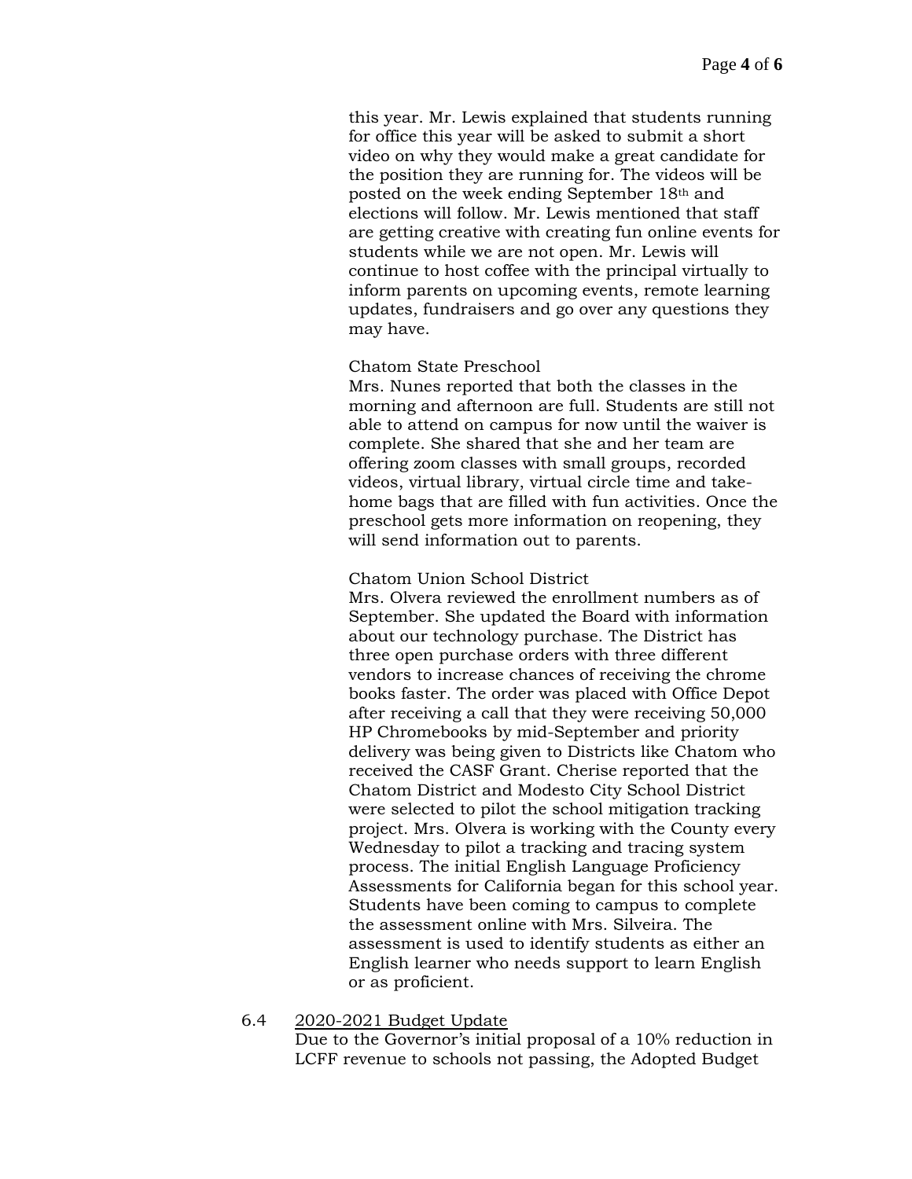this year. Mr. Lewis explained that students running for office this year will be asked to submit a short video on why they would make a great candidate for the position they are running for. The videos will be posted on the week ending September 18th and elections will follow. Mr. Lewis mentioned that staff are getting creative with creating fun online events for students while we are not open. Mr. Lewis will continue to host coffee with the principal virtually to inform parents on upcoming events, remote learning updates, fundraisers and go over any questions they may have.

Chatom State Preschool
Mrs. Nunes reported that both the classes in the morning and afternoon are full. Students are still not able to attend on campus for now until the waiver is complete. She shared that she and her team are offering zoom classes with small groups, recorded videos, virtual library, virtual circle time and take-home bags that are filled with fun activities. Once the preschool gets more information on reopening, they will send information out to parents.

Chatom Union School District
Mrs. Olvera reviewed the enrollment numbers as of September. She updated the Board with information about our technology purchase. The District has three open purchase orders with three different vendors to increase chances of receiving the chrome books faster. The order was placed with Office Depot after receiving a call that they were receiving 50,000 HP Chromebooks by mid-September and priority delivery was being given to Districts like Chatom who received the CASF Grant. Cherise reported that the Chatom District and Modesto City School District were selected to pilot the school mitigation tracking project. Mrs. Olvera is working with the County every Wednesday to pilot a tracking and tracing system process. The initial English Language Proficiency Assessments for California began for this school year. Students have been coming to campus to complete the assessment online with Mrs. Silveira. The assessment is used to identify students as either an English learner who needs support to learn English or as proficient.

6.4 2020-2021 Budget Update
Due to the Governor's initial proposal of a 10% reduction in LCFF revenue to schools not passing, the Adopted Budget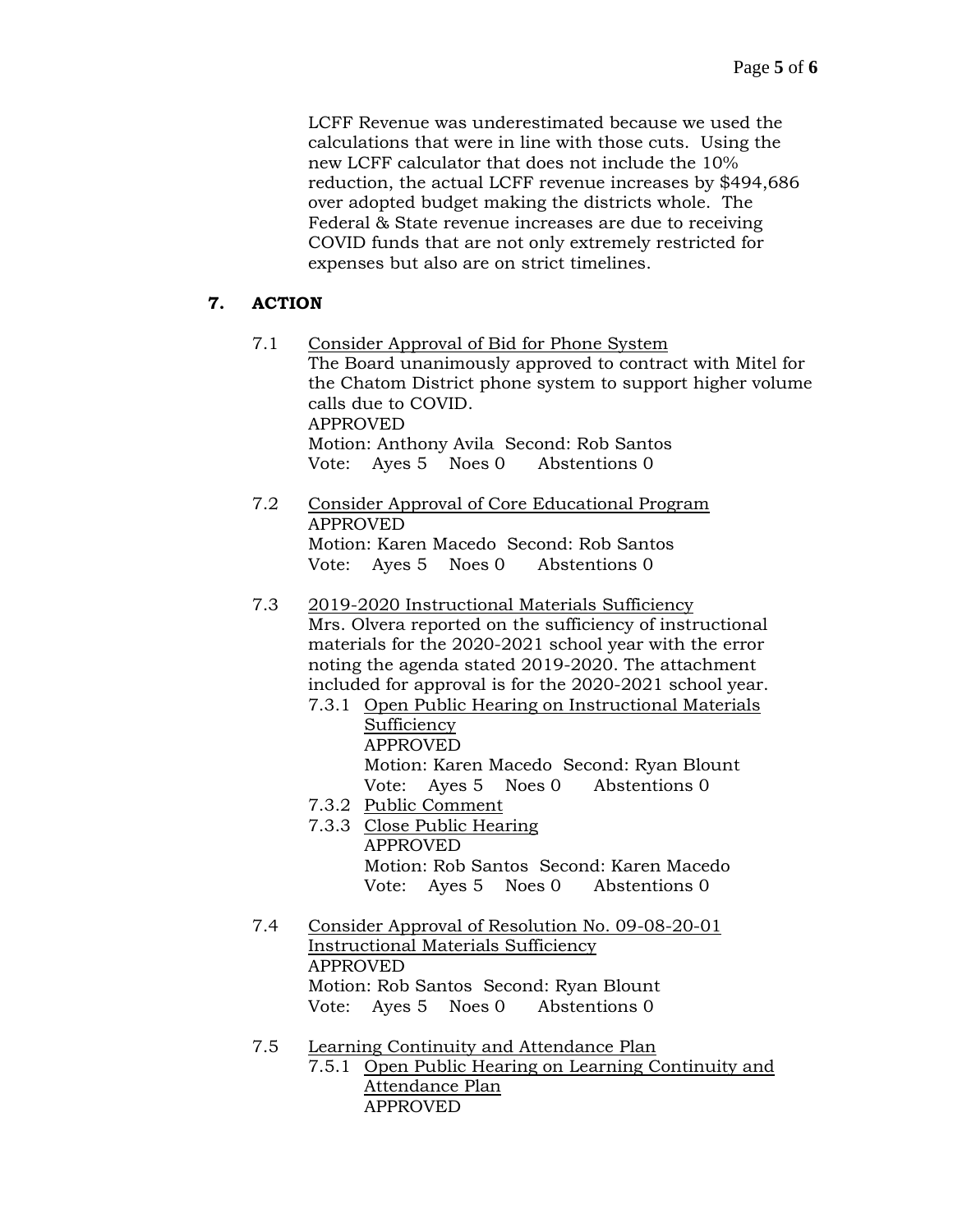LCFF Revenue was underestimated because we used the calculations that were in line with those cuts. Using the new LCFF calculator that does not include the 10% reduction, the actual LCFF revenue increases by $494,686 over adopted budget making the districts whole. The Federal & State revenue increases are due to receiving COVID funds that are not only extremely restricted for expenses but also are on strict timelines.

## 7. ACTION

7.1 Consider Approval of Bid for Phone System
The Board unanimously approved to contract with Mitel for the Chatom District phone system to support higher volume calls due to COVID.
APPROVED
Motion: Anthony Avila Second: Rob Santos
Vote: Ayes 5 Noes 0 Abstentions 0

7.2 Consider Approval of Core Educational Program
APPROVED
Motion: Karen Macedo Second: Rob Santos
Vote: Ayes 5 Noes 0 Abstentions 0

7.3 2019-2020 Instructional Materials Sufficiency
Mrs. Olvera reported on the sufficiency of instructional materials for the 2020-2021 school year with the error noting the agenda stated 2019-2020. The attachment included for approval is for the 2020-2021 school year.

7.3.1 Open Public Hearing on Instructional Materials Sufficiency
APPROVED
Motion: Karen Macedo Second: Ryan Blount
Vote: Ayes 5 Noes 0 Abstentions 0

7.3.2 Public Comment

7.3.3 Close Public Hearing
APPROVED
Motion: Rob Santos Second: Karen Macedo
Vote: Ayes 5 Noes 0 Abstentions 0

7.4 Consider Approval of Resolution No. 09-08-20-01 Instructional Materials Sufficiency
APPROVED
Motion: Rob Santos Second: Ryan Blount
Vote: Ayes 5 Noes 0 Abstentions 0

7.5 Learning Continuity and Attendance Plan

7.5.1 Open Public Hearing on Learning Continuity and Attendance Plan
APPROVED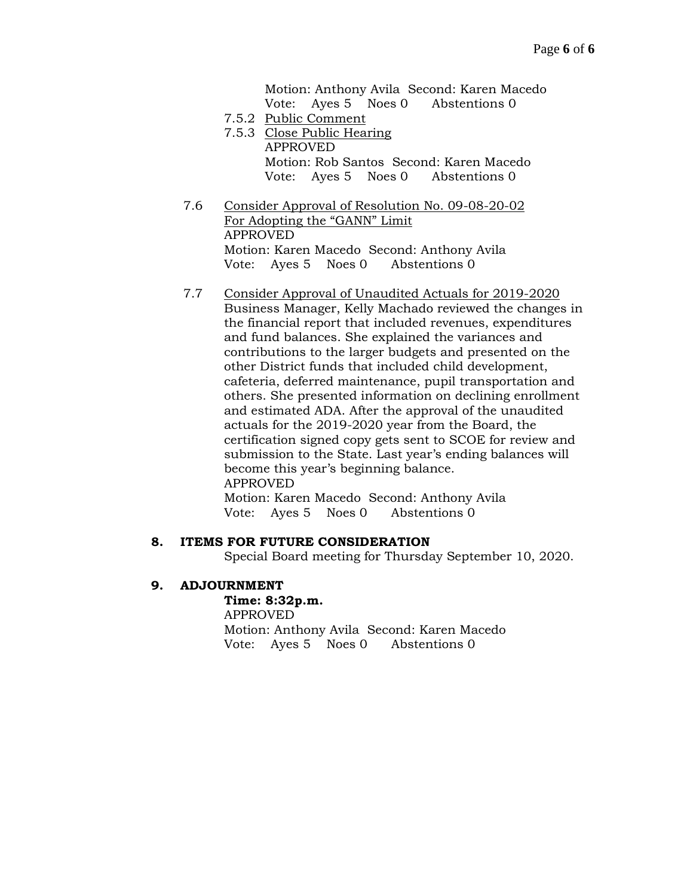Motion: Anthony Avila Second: Karen Macedo
Vote: Ayes 5 Noes 0 Abstentions 0

7.5.2 Public Comment

7.5.3 Close Public Hearing
APPROVED
Motion: Rob Santos Second: Karen Macedo
Vote: Ayes 5 Noes 0 Abstentions 0

7.6 Consider Approval of Resolution No. 09-08-20-02 For Adopting the "GANN" Limit
APPROVED
Motion: Karen Macedo Second: Anthony Avila
Vote: Ayes 5 Noes 0 Abstentions 0

7.7 Consider Approval of Unaudited Actuals for 2019-2020
Business Manager, Kelly Machado reviewed the changes in the financial report that included revenues, expenditures and fund balances. She explained the variances and contributions to the larger budgets and presented on the other District funds that included child development, cafeteria, deferred maintenance, pupil transportation and others. She presented information on declining enrollment and estimated ADA. After the approval of the unaudited actuals for the 2019-2020 year from the Board, the certification signed copy gets sent to SCOE for review and submission to the State. Last year's ending balances will become this year's beginning balance.
APPROVED
Motion: Karen Macedo Second: Anthony Avila
Vote: Ayes 5 Noes 0 Abstentions 0

## 8. ITEMS FOR FUTURE CONSIDERATION

Special Board meeting for Thursday September 10, 2020.

## 9. ADJOURNMENT

**Time: 8:32p.m.**
APPROVED
Motion: Anthony Avila Second: Karen Macedo
Vote: Ayes 5 Noes 0 Abstentions 0